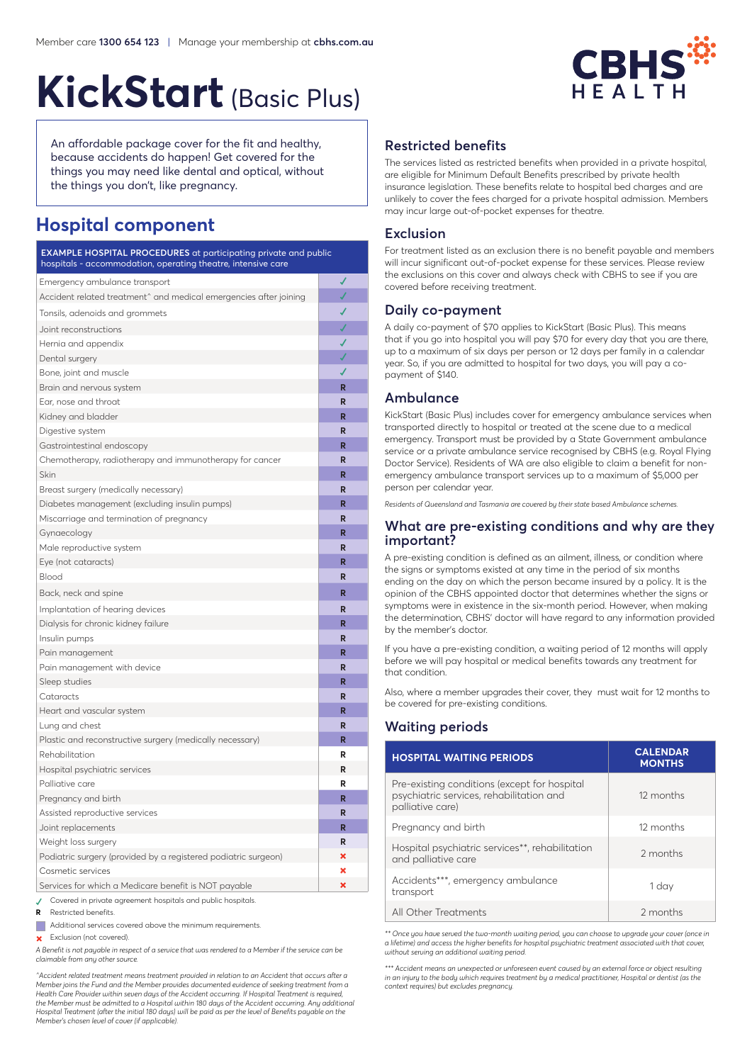Member care **1300 654 123** | Manage your membership at **cbhs.com.au**

# KickStart (Basic Plus)

An affordable package cover for the fit and healthy, because accidents do happen! Get covered for the things you may need like dental and optical, without the things you don't, like pregnancy.

## Hospital component

| **EXAMPLE HOSPITAL PROCEDURES** at participating private and public hospitals - accommodation, operating theatre, intensive care | |
|---|---|
| Emergency ambulance transport | ✓ |
| Accident related treatment^ and medical emergencies after joining | ✓ |
| Tonsils, adenoids and grommets | ✓ |
| Joint reconstructions | ✓ |
| Hernia and appendix | ✓ |
| Dental surgery | ✓ |
| Bone, joint and muscle | ✓ |
| Brain and nervous system | R |
| Ear, nose and throat | R |
| Kidney and bladder | R |
| Digestive system | R |
| Gastrointestinal endoscopy | R |
| Chemotherapy, radiotherapy and immunotherapy for cancer | R |
| Skin | R |
| Breast surgery (medically necessary) | R |
| Diabetes management (excluding insulin pumps) | R |
| Miscarriage and termination of pregnancy | R |
| Gynaecology | R |
| Male reproductive system | R |
| Eye (not cataracts) | R |
| Blood | R |
| Back, neck and spine | R |
| Implantation of hearing devices | R |
| Dialysis for chronic kidney failure | R |
| Insulin pumps | R |
| Pain management | R |
| Pain management with device | R |
| Sleep studies | R |
| Cataracts | R |
| Heart and vascular system | R |
| Lung and chest | R |
| Plastic and reconstructive surgery (medically necessary) | R |
| Rehabilitation | R |
| Hospital psychiatric services | R |
| Palliative care | R |
| Pregnancy and birth | R |
| Assisted reproductive services | R |
| Joint replacements | R |
| Weight loss surgery | R |
| Podiatric surgery (provided by a registered podiatric surgeon) | ✗ |
| Cosmetic services | ✗ |
| Services for which a Medicare benefit is NOT payable | ✗ |

✓ Covered in private agreement hospitals and public hospitals.

**R** Restricted benefits.

■ Additional services covered above the minimum requirements.

✗ Exclusion (not covered).

*A Benefit is not payable in respect of a service that was rendered to a Member if the service can be claimable from any other source.*

*^Accident related treatment means treatment provided in relation to an Accident that occurs after a Member joins the Fund and the Member provides documented evidence of seeking treatment from a Health Care Provider within seven days of the Accident occurring. If Hospital Treatment is required, the Member must be admitted to a Hospital within 180 days of the Accident occurring. Any additional Hospital Treatment (after the initial 180 days) will be paid as per the level of Benefits payable on the Member's chosen level of cover (if applicable).*

### Restricted benefits

The services listed as restricted benefits when provided in a private hospital, are eligible for Minimum Default Benefits prescribed by private health insurance legislation. These benefits relate to hospital bed charges and are unlikely to cover the fees charged for a private hospital admission. Members may incur large out-of-pocket expenses for theatre.

### Exclusion

For treatment listed as an exclusion there is no benefit payable and members will incur significant out-of-pocket expense for these services. Please review the exclusions on this cover and always check with CBHS to see if you are covered before receiving treatment.

### Daily co-payment

A daily co-payment of $70 applies to KickStart (Basic Plus). This means that if you go into hospital you will pay $70 for every day that you are there, up to a maximum of six days per person or 12 days per family in a calendar year. So, if you are admitted to hospital for two days, you will pay a co-payment of $140.

### Ambulance

KickStart (Basic Plus) includes cover for emergency ambulance services when transported directly to hospital or treated at the scene due to a medical emergency. Transport must be provided by a State Government ambulance service or a private ambulance service recognised by CBHS (e.g. Royal Flying Doctor Service). Residents of WA are also eligible to claim a benefit for non-emergency ambulance transport services up to a maximum of $5,000 per person per calendar year.

*Residents of Queensland and Tasmania are covered by their state based Ambulance schemes.*

### What are pre-existing conditions and why are they important?

A pre-existing condition is defined as an ailment, illness, or condition where the signs or symptoms existed at any time in the period of six months ending on the day on which the person became insured by a policy. It is the opinion of the CBHS appointed doctor that determines whether the signs or symptoms were in existence in the six-month period. However, when making the determination, CBHS' doctor will have regard to any information provided by the member's doctor.

If you have a pre-existing condition, a waiting period of 12 months will apply before we will pay hospital or medical benefits towards any treatment for that condition.

Also, where a member upgrades their cover, they must wait for 12 months to be covered for pre-existing conditions.

### Waiting periods

| HOSPITAL WAITING PERIODS | CALENDAR MONTHS |
|---|---|
| Pre-existing conditions (except for hospital psychiatric services, rehabilitation and palliative care) | 12 months |
| Pregnancy and birth | 12 months |
| Hospital psychiatric services**, rehabilitation and palliative care | 2 months |
| Accidents***, emergency ambulance transport | 1 day |
| All Other Treatments | 2 months |

*** Once you have served the two-month waiting period, you can choose to upgrade your cover (once in a lifetime) and access the higher benefits for hospital psychiatric treatment associated with that cover, without serving an additional waiting period.*

**** Accident means an unexpected or unforeseen event caused by an external force or object resulting in an injury to the body which requires treatment by a medical practitioner, Hospital or dentist (as the context requires) but excludes pregnancy.*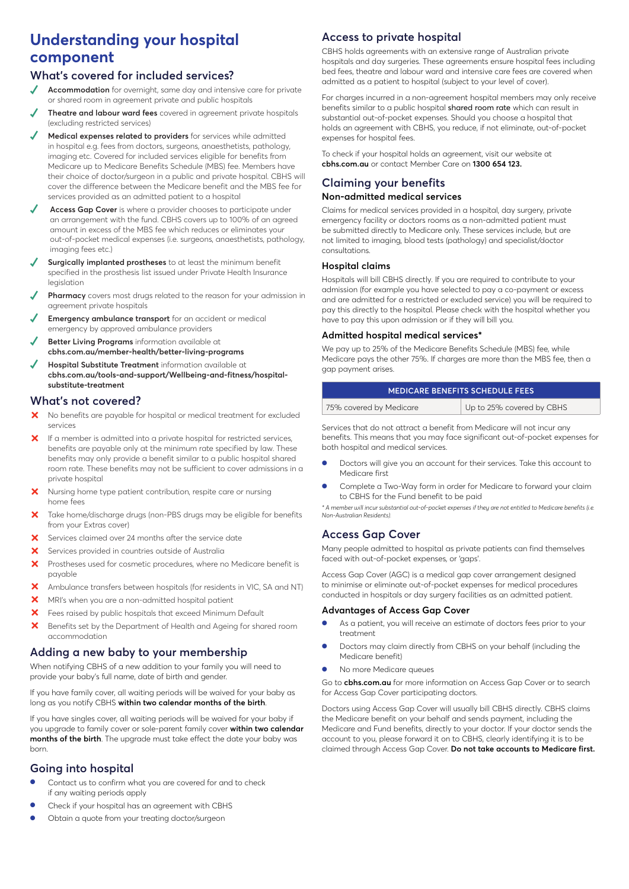# Understanding your hospital component

## What's covered for included services?

- ✓ **Accommodation** for overnight, same day and intensive care for private or shared room in agreement private and public hospitals
- ✓ **Theatre and labour ward fees** covered in agreement private hospitals (excluding restricted services)
- ✓ **Medical expenses related to providers** for services while admitted in hospital e.g. fees from doctors, surgeons, anaesthetists, pathology, imaging etc. Covered for included services eligible for benefits from Medicare up to Medicare Benefits Schedule (MBS) fee. Members have their choice of doctor/surgeon in a public and private hospital. CBHS will cover the difference between the Medicare benefit and the MBS fee for services provided as an admitted patient to a hospital
- ✓ **Access Gap Cover** is where a provider chooses to participate under an arrangement with the fund. CBHS covers up to 100% of an agreed amount in excess of the MBS fee which reduces or eliminates your out-of-pocket medical expenses (i.e. surgeons, anaesthetists, pathology, imaging fees etc.)
- ✓ **Surgically implanted prostheses** to at least the minimum benefit specified in the prosthesis list issued under Private Health Insurance legislation
- ✓ **Pharmacy** covers most drugs related to the reason for your admission in agreement private hospitals
- ✓ **Emergency ambulance transport** for an accident or medical emergency by approved ambulance providers
- ✓ **Better Living Programs** information available at **cbhs.com.au/member-health/better-living-programs**
- ✓ **Hospital Substitute Treatment** information available at **cbhs.com.au/tools-and-support/Wellbeing-and-fitness/hospital-substitute-treatment**

## What's not covered?

- ✗ No benefits are payable for hospital or medical treatment for excluded services
- ✗ If a member is admitted into a private hospital for restricted services, benefits are payable only at the minimum rate specified by law. These benefits may only provide a benefit similar to a public hospital shared room rate. These benefits may not be sufficient to cover admissions in a private hospital
- ✗ Nursing home type patient contribution, respite care or nursing home fees
- ✗ Take home/discharge drugs (non-PBS drugs may be eligible for benefits from your Extras cover)
- ✗ Services claimed over 24 months after the service date
- ✗ Services provided in countries outside of Australia
- ✗ Prostheses used for cosmetic procedures, where no Medicare benefit is payable
- ✗ Ambulance transfers between hospitals (for residents in VIC, SA and NT)
- ✗ MRI's when you are a non-admitted hospital patient
- ✗ Fees raised by public hospitals that exceed Minimum Default
- ✗ Benefits set by the Department of Health and Ageing for shared room accommodation

## Adding a new baby to your membership

When notifying CBHS of a new addition to your family you will need to provide your baby's full name, date of birth and gender.

If you have family cover, all waiting periods will be waived for your baby as long as you notify CBHS **within two calendar months of the birth**.

If you have singles cover, all waiting periods will be waived for your baby if you upgrade to family cover or sole-parent family cover **within two calendar months of the birth**. The upgrade must take effect the date your baby was born.

## Going into hospital

- Contact us to confirm what you are covered for and to check if any waiting periods apply
- Check if your hospital has an agreement with CBHS
- Obtain a quote from your treating doctor/surgeon

## Access to private hospital

CBHS holds agreements with an extensive range of Australian private hospitals and day surgeries. These agreements ensure hospital fees including bed fees, theatre and labour ward and intensive care fees are covered when admitted as a patient to hospital (subject to your level of cover).

For charges incurred in a non-agreement hospital members may only receive benefits similar to a public hospital **shared room rate** which can result in substantial out-of-pocket expenses. Should you choose a hospital that holds an agreement with CBHS, you reduce, if not eliminate, out-of-pocket expenses for hospital fees.

To check if your hospital holds an agreement, visit our website at **cbhs.com.au** or contact Member Care on **1300 654 123.**

## Claiming your benefits

### Non-admitted medical services

Claims for medical services provided in a hospital, day surgery, private emergency facility or doctors rooms as a non-admitted patient must be submitted directly to Medicare only. These services include, but are not limited to imaging, blood tests (pathology) and specialist/doctor consultations.

### Hospital claims

Hospitals will bill CBHS directly. If you are required to contribute to your admission (for example you have selected to pay a co-payment or excess and are admitted for a restricted or excluded service) you will be required to pay this directly to the hospital. Please check with the hospital whether you have to pay this upon admission or if they will bill you.

### Admitted hospital medical services*

We pay up to 25% of the Medicare Benefits Schedule (MBS) fee, while Medicare pays the other 75%. If charges are more than the MBS fee, then a gap payment arises.

| MEDICARE BENEFITS SCHEDULE FEES | |
|---|---|
| 75% covered by Medicare | Up to 25% covered by CBHS |

Services that do not attract a benefit from Medicare will not incur any benefits. This means that you may face significant out-of-pocket expenses for both hospital and medical services.

- Doctors will give you an account for their services. Take this account to Medicare first
- Complete a Two-Way form in order for Medicare to forward your claim to CBHS for the Fund benefit to be paid

*\* A member will incur substantial out-of-pocket expenses if they are not entitled to Medicare benefits (i.e. Non-Australian Residents).*

## Access Gap Cover

Many people admitted to hospital as private patients can find themselves faced with out-of-pocket expenses, or 'gaps'.

Access Gap Cover (AGC) is a medical gap cover arrangement designed to minimise or eliminate out-of-pocket expenses for medical procedures conducted in hospitals or day surgery facilities as an admitted patient.

### Advantages of Access Gap Cover

- As a patient, you will receive an estimate of doctors fees prior to your treatment
- Doctors may claim directly from CBHS on your behalf (including the Medicare benefit)
- No more Medicare queues

Go to **cbhs.com.au** for more information on Access Gap Cover or to search for Access Gap Cover participating doctors.

Doctors using Access Gap Cover will usually bill CBHS directly. CBHS claims the Medicare benefit on your behalf and sends payment, including the Medicare and Fund benefits, directly to your doctor. If your doctor sends the account to you, please forward it on to CBHS, clearly identifying it is to be claimed through Access Gap Cover. **Do not take accounts to Medicare first.**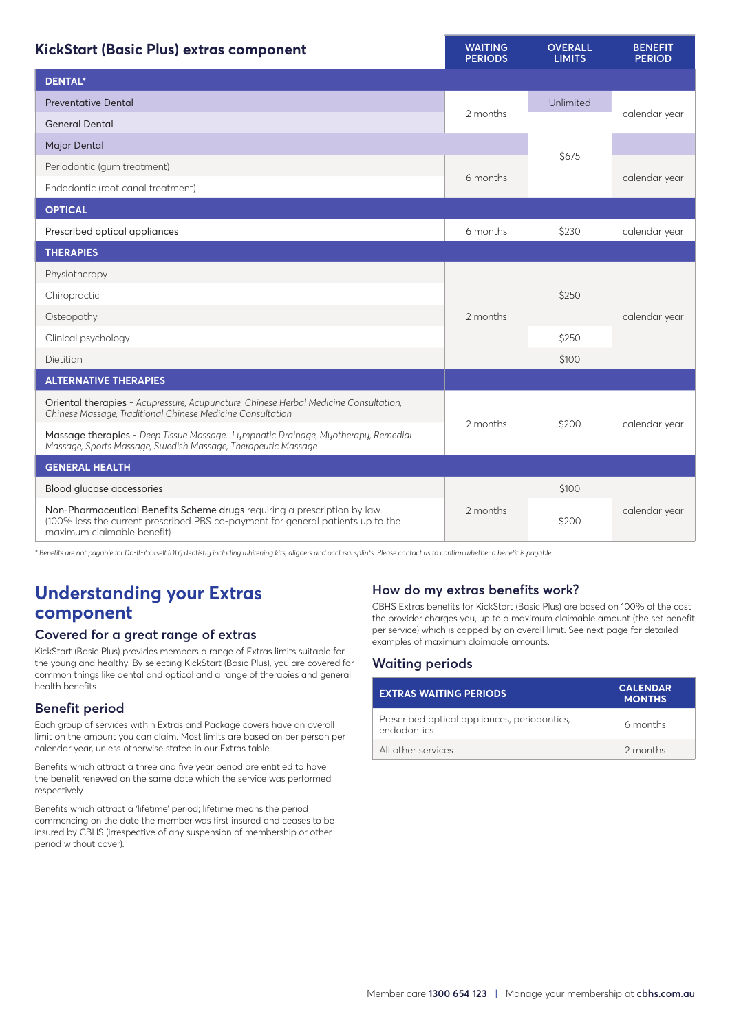## KickStart (Basic Plus) extras component

| KickStart (Basic Plus) extras component | WAITING PERIODS | OVERALL LIMITS | BENEFIT PERIOD |
|---|---|---|---|
| **DENTAL*** | | | |
| Preventative Dental | 2 months | Unlimited | calendar year |
| General Dental | 2 months | $675 | calendar year |
| Major Dental | | $675 | |
| Periodontic (gum treatment) | 6 months | $675 | calendar year |
| Endodontic (root canal treatment) | 6 months | $675 | calendar year |
| **OPTICAL** | | | |
| Prescribed optical appliances | 6 months | $230 | calendar year |
| **THERAPIES** | | | |
| Physiotherapy | 2 months | $250 | calendar year |
| Chiropractic | 2 months | $250 | calendar year |
| Osteopathy | 2 months | $250 | calendar year |
| Clinical psychology | 2 months | $250 | calendar year |
| Dietitian | 2 months | $100 | calendar year |
| **ALTERNATIVE THERAPIES** | | | |
| Oriental therapies - *Acupressure, Acupuncture, Chinese Herbal Medicine Consultation, Chinese Massage, Traditional Chinese Medicine Consultation* | 2 months | $200 | calendar year |
| Massage therapies - *Deep Tissue Massage, Lymphatic Drainage, Myotherapy, Remedial Massage, Sports Massage, Swedish Massage, Therapeutic Massage* | 2 months | $200 | calendar year |
| **GENERAL HEALTH** | | | |
| Blood glucose accessories | 2 months | $100 | calendar year |
| Non-Pharmaceutical Benefits Scheme drugs requiring a prescription by law. (100% less the current prescribed PBS co-payment for general patients up to the maximum claimable benefit) | 2 months | $200 | calendar year |

*\* Benefits are not payable for Do-It-Yourself (DIY) dentistry including whitening kits, aligners and occlusal splints. Please contact us to confirm whether a benefit is payable.*

## Understanding your Extras component

### Covered for a great range of extras

KickStart (Basic Plus) provides members a range of Extras limits suitable for the young and healthy. By selecting KickStart (Basic Plus), you are covered for common things like dental and optical and a range of therapies and general health benefits.

### Benefit period

Each group of services within Extras and Package covers have an overall limit on the amount you can claim. Most limits are based on per person per calendar year, unless otherwise stated in our Extras table.

Benefits which attract a three and five year period are entitled to have the benefit renewed on the same date which the service was performed respectively.

Benefits which attract a 'lifetime' period; lifetime means the period commencing on the date the member was first insured and ceases to be insured by CBHS (irrespective of any suspension of membership or other period without cover).

### How do my extras benefits work?

CBHS Extras benefits for KickStart (Basic Plus) are based on 100% of the cost the provider charges you, up to a maximum claimable amount (the set benefit per service) which is capped by an overall limit. See next page for detailed examples of maximum claimable amounts.

### Waiting periods

| EXTRAS WAITING PERIODS | CALENDAR MONTHS |
|---|---|
| Prescribed optical appliances, periodontics, endodontics | 6 months |
| All other services | 2 months |

Member care **1300 654 123** | Manage your membership at **cbhs.com.au**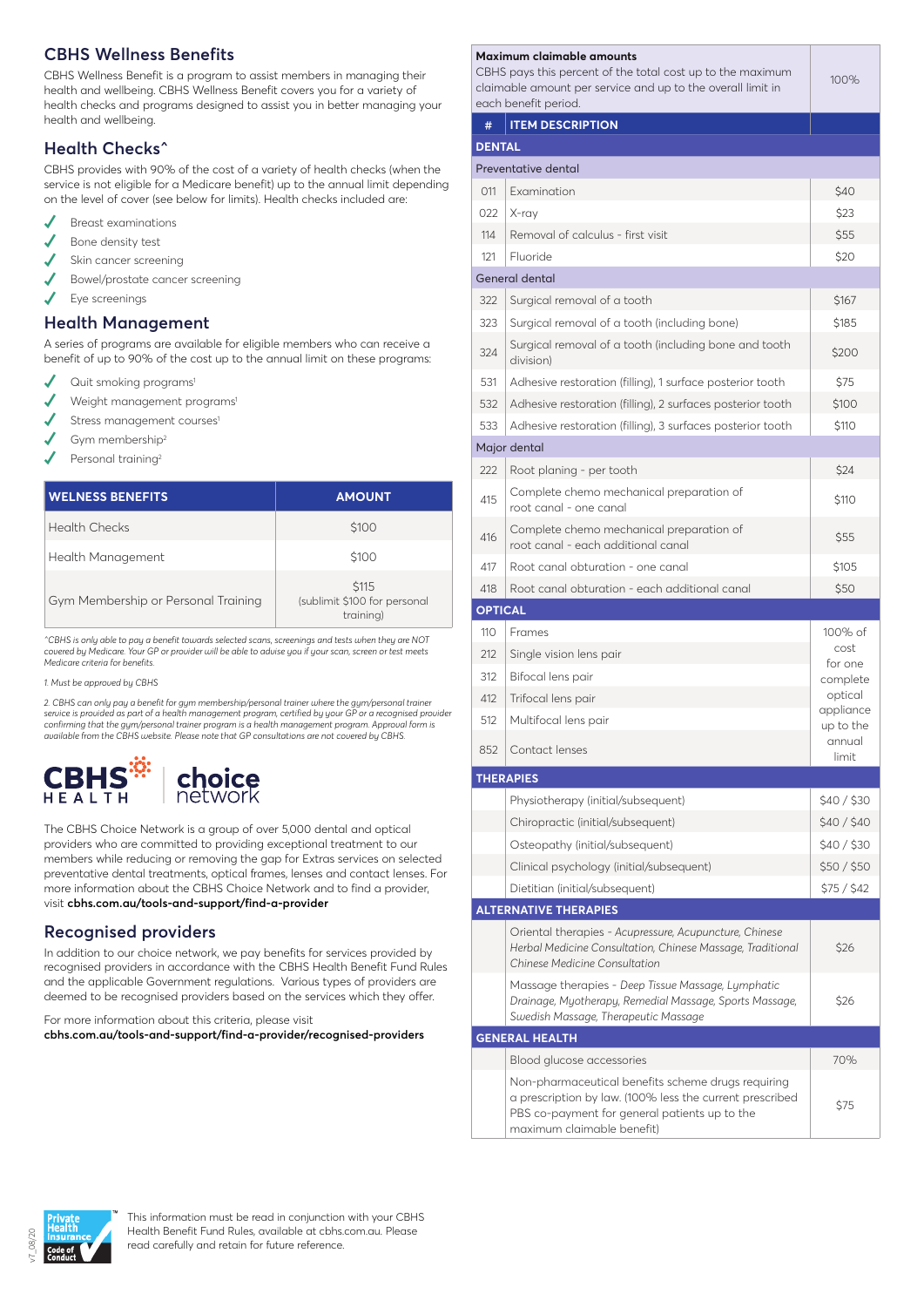## CBHS Wellness Benefits

CBHS Wellness Benefit is a program to assist members in managing their health and wellbeing. CBHS Wellness Benefit covers you for a variety of health checks and programs designed to assist you in better managing your health and wellbeing.

## Health Checks^

CBHS provides with 90% of the cost of a variety of health checks (when the service is not eligible for a Medicare benefit) up to the annual limit depending on the level of cover (see below for limits). Health checks included are:

- Breast examinations
- Bone density test
- Skin cancer screening
- Bowel/prostate cancer screening
- Eye screenings

## Health Management

A series of programs are available for eligible members who can receive a benefit of up to 90% of the cost up to the annual limit on these programs:

- Quit smoking programs[1]
- Weight management programs[1]
- Stress management courses[1]
- Gym membership[2]
- Personal training[2]

| WELNESS BENEFITS | AMOUNT |
|---|---|
| Health Checks | $100 |
| Health Management | $100 |
| Gym Membership or Personal Training | $115 (sublimit $100 for personal training) |

*^CBHS is only able to pay a benefit towards selected scans, screenings and tests when they are NOT covered by Medicare. Your GP or provider will be able to advise you if your scan, screen or test meets Medicare criteria for benefits.*

*1. Must be approved by CBHS*

*2. CBHS can only pay a benefit for gym membership/personal trainer where the gym/personal trainer service is provided as part of a health management program, certified by your GP or a recognised provider confirming that the gym/personal trainer program is a health management program. Approval form is available from the CBHS website. Please note that GP consultations are not covered by CBHS.*

CBHS HEALTH | choice network

The CBHS Choice Network is a group of over 5,000 dental and optical providers who are committed to providing exceptional treatment to our members while reducing or removing the gap for Extras services on selected preventative dental treatments, optical frames, lenses and contact lenses. For more information about the CBHS Choice Network and to find a provider, visit **cbhs.com.au/tools-and-support/find-a-provider**

## Recognised providers

In addition to our choice network, we pay benefits for services provided by recognised providers in accordance with the CBHS Health Benefit Fund Rules and the applicable Government regulations. Various types of providers are deemed to be recognised providers based on the services which they offer.

For more information about this criteria, please visit **cbhs.com.au/tools-and-support/find-a-provider/recognised-providers**

| **Maximum claimable amounts** CBHS pays this percent of the total cost up to the maximum claimable amount per service and up to the overall limit in each benefit period. | | 100% |
|---|---|---|
| **#** | **ITEM DESCRIPTION** | |
| **DENTAL** | | |
| Preventative dental | | |
| 011 | Examination | $40 |
| 022 | X-ray | $23 |
| 114 | Removal of calculus - first visit | $55 |
| 121 | Fluoride | $20 |
| General dental | | |
| 322 | Surgical removal of a tooth | $167 |
| 323 | Surgical removal of a tooth (including bone) | $185 |
| 324 | Surgical removal of a tooth (including bone and tooth division) | $200 |
| 531 | Adhesive restoration (filling), 1 surface posterior tooth | $75 |
| 532 | Adhesive restoration (filling), 2 surfaces posterior tooth | $100 |
| 533 | Adhesive restoration (filling), 3 surfaces posterior tooth | $110 |
| Major dental | | |
| 222 | Root planing - per tooth | $24 |
| 415 | Complete chemo mechanical preparation of root canal - one canal | $110 |
| 416 | Complete chemo mechanical preparation of root canal - each additional canal | $55 |
| 417 | Root canal obturation - one canal | $105 |
| 418 | Root canal obturation - each additional canal | $50 |
| **OPTICAL** | | |
| 110 | Frames | 100% of cost for one complete optical appliance up to the annual limit |
| 212 | Single vision lens pair | |
| 312 | Bifocal lens pair | |
| 412 | Trifocal lens pair | |
| 512 | Multifocal lens pair | |
| 852 | Contact lenses | |
| **THERAPIES** | | |
| | Physiotherapy (initial/subsequent) | $40 / $30 |
| | Chiropractic (initial/subsequent) | $40 / $40 |
| | Osteopathy (initial/subsequent) | $40 / $30 |
| | Clinical psychology (initial/subsequent) | $50 / $50 |
| | Dietitian (initial/subsequent) | $75 / $42 |
| **ALTERNATIVE THERAPIES** | | |
| | Oriental therapies - *Acupressure, Acupuncture, Chinese Herbal Medicine Consultation, Chinese Massage, Traditional Chinese Medicine Consultation* | $26 |
| | Massage therapies - *Deep Tissue Massage, Lymphatic Drainage, Myotherapy, Remedial Massage, Sports Massage, Swedish Massage, Therapeutic Massage* | $26 |
| **GENERAL HEALTH** | | |
| | Blood glucose accessories | 70% |
| | Non-pharmaceutical benefits scheme drugs requiring a prescription by law. (100% less the current prescribed PBS co-payment for general patients up to the maximum claimable benefit) | $75 |

Private Health Insurance Code of Conduct

This information must be read in conjunction with your CBHS Health Benefit Fund Rules, available at cbhs.com.au. Please read carefully and retain for future reference.

v7_08/20